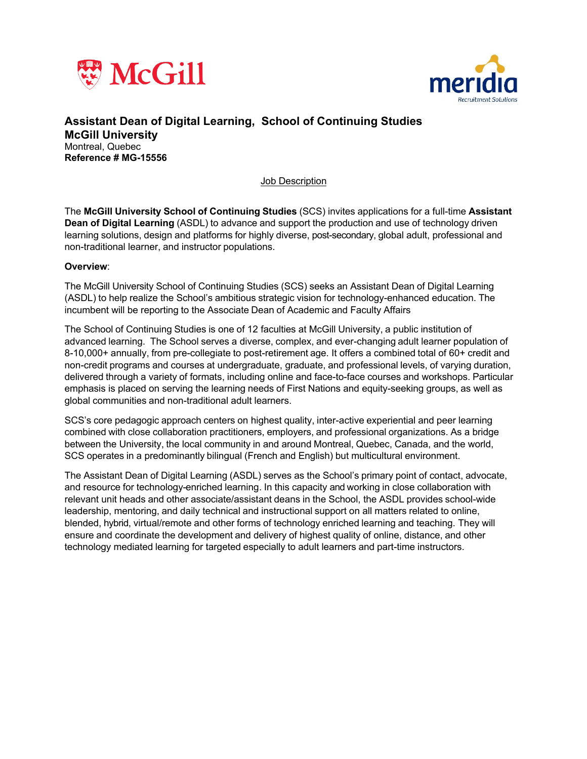**Assistant Dean of Digital Learning, School of Continuing Studies**
**McGill University**
Montreal, Quebec
**Reference # MG-15556**

Job Description

The **McGill University School of Continuing Studies** (SCS) invites applications for a full-time **Assistant Dean of Digital Learning** (ASDL) to advance and support the production and use of technology driven learning solutions, design and platforms for highly diverse, post-secondary, global adult, professional and non-traditional learner, and instructor populations.

**Overview**:

The McGill University School of Continuing Studies (SCS) seeks an Assistant Dean of Digital Learning (ASDL) to help realize the School's ambitious strategic vision for technology-enhanced education. The incumbent will be reporting to the Associate Dean of Academic and Faculty Affairs

The School of Continuing Studies is one of 12 faculties at McGill University, a public institution of advanced learning. The School serves a diverse, complex, and ever-changing adult learner population of 8-10,000+ annually, from pre-collegiate to post-retirement age. It offers a combined total of 60+ credit and non-credit programs and courses at undergraduate, graduate, and professional levels, of varying duration, delivered through a variety of formats, including online and face-to-face courses and workshops. Particular emphasis is placed on serving the learning needs of First Nations and equity-seeking groups, as well as global communities and non-traditional adult learners.

SCS's core pedagogic approach centers on highest quality, inter-active experiential and peer learning combined with close collaboration practitioners, employers, and professional organizations. As a bridge between the University, the local community in and around Montreal, Quebec, Canada, and the world, SCS operates in a predominantly bilingual (French and English) but multicultural environment.

The Assistant Dean of Digital Learning (ASDL) serves as the School's primary point of contact, advocate, and resource for technology-enriched learning. In this capacity and working in close collaboration with relevant unit heads and other associate/assistant deans in the School, the ASDL provides school-wide leadership, mentoring, and daily technical and instructional support on all matters related to online, blended, hybrid, virtual/remote and other forms of technology enriched learning and teaching. They will ensure and coordinate the development and delivery of highest quality of online, distance, and other technology mediated learning for targeted especially to adult learners and part-time instructors.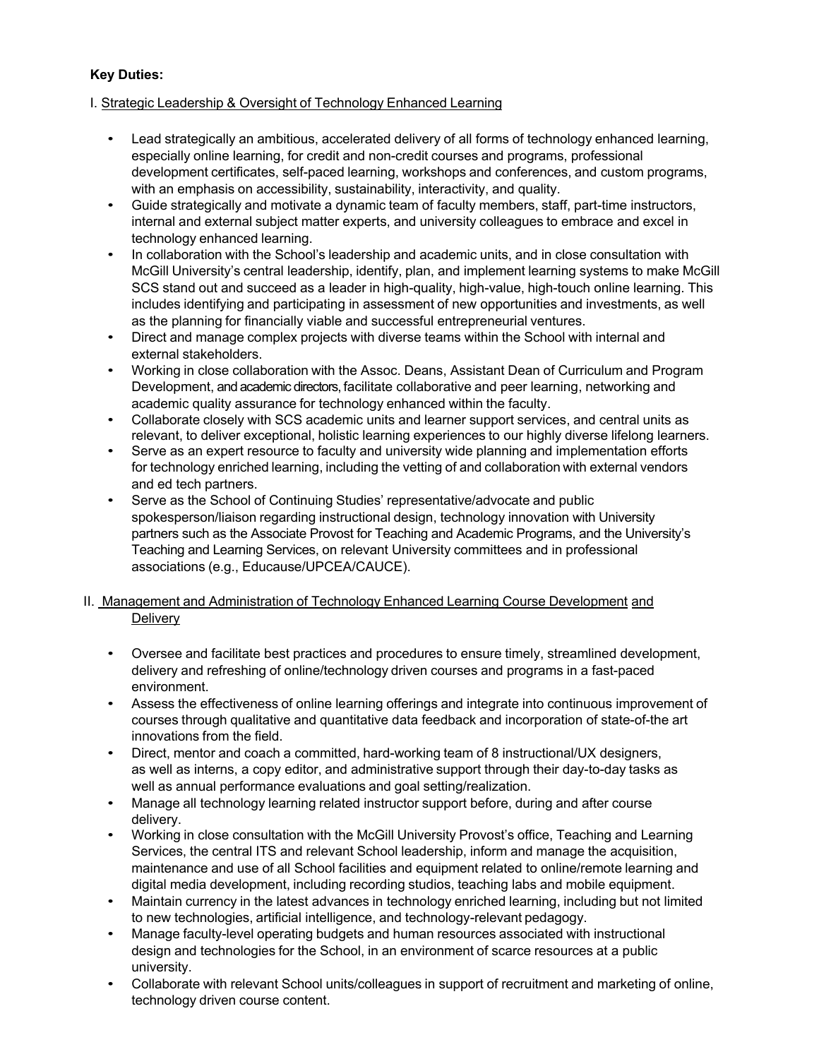**Key Duties:**

I. Strategic Leadership & Oversight of Technology Enhanced Learning

- Lead strategically an ambitious, accelerated delivery of all forms of technology enhanced learning, especially online learning, for credit and non-credit courses and programs, professional development certificates, self-paced learning, workshops and conferences, and custom programs, with an emphasis on accessibility, sustainability, interactivity, and quality.
- Guide strategically and motivate a dynamic team of faculty members, staff, part-time instructors, internal and external subject matter experts, and university colleagues to embrace and excel in technology enhanced learning.
- In collaboration with the School's leadership and academic units, and in close consultation with McGill University's central leadership, identify, plan, and implement learning systems to make McGill SCS stand out and succeed as a leader in high-quality, high-value, high-touch online learning. This includes identifying and participating in assessment of new opportunities and investments, as well as the planning for financially viable and successful entrepreneurial ventures.
- Direct and manage complex projects with diverse teams within the School with internal and external stakeholders.
- Working in close collaboration with the Assoc. Deans, Assistant Dean of Curriculum and Program Development, and academic directors, facilitate collaborative and peer learning, networking and academic quality assurance for technology enhanced within the faculty.
- Collaborate closely with SCS academic units and learner support services, and central units as relevant, to deliver exceptional, holistic learning experiences to our highly diverse lifelong learners.
- Serve as an expert resource to faculty and university wide planning and implementation efforts for technology enriched learning, including the vetting of and collaboration with external vendors and ed tech partners.
- Serve as the School of Continuing Studies' representative/advocate and public spokesperson/liaison regarding instructional design, technology innovation with University partners such as the Associate Provost for Teaching and Academic Programs, and the University's Teaching and Learning Services, on relevant University committees and in professional associations (e.g., Educause/UPCEA/CAUCE).

II. Management and Administration of Technology Enhanced Learning Course Development and Delivery

- Oversee and facilitate best practices and procedures to ensure timely, streamlined development, delivery and refreshing of online/technology driven courses and programs in a fast-paced environment.
- Assess the effectiveness of online learning offerings and integrate into continuous improvement of courses through qualitative and quantitative data feedback and incorporation of state-of-the art innovations from the field.
- Direct, mentor and coach a committed, hard-working team of 8 instructional/UX designers, as well as interns, a copy editor, and administrative support through their day-to-day tasks as well as annual performance evaluations and goal setting/realization.
- Manage all technology learning related instructor support before, during and after course delivery.
- Working in close consultation with the McGill University Provost's office, Teaching and Learning Services, the central ITS and relevant School leadership, inform and manage the acquisition, maintenance and use of all School facilities and equipment related to online/remote learning and digital media development, including recording studios, teaching labs and mobile equipment.
- Maintain currency in the latest advances in technology enriched learning, including but not limited to new technologies, artificial intelligence, and technology-relevant pedagogy.
- Manage faculty-level operating budgets and human resources associated with instructional design and technologies for the School, in an environment of scarce resources at a public university.
- Collaborate with relevant School units/colleagues in support of recruitment and marketing of online, technology driven course content.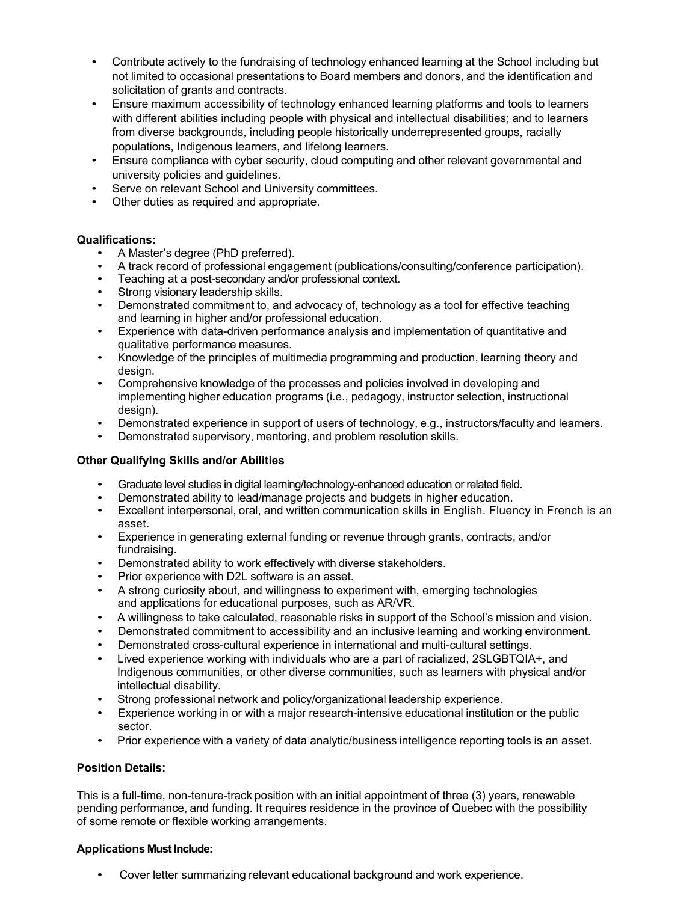- Contribute actively to the fundraising of technology enhanced learning at the School including but not limited to occasional presentations to Board members and donors, and the identification and solicitation of grants and contracts.
- Ensure maximum accessibility of technology enhanced learning platforms and tools to learners with different abilities including people with physical and intellectual disabilities; and to learners from diverse backgrounds, including people historically underrepresented groups, racially populations, Indigenous learners, and lifelong learners.
- Ensure compliance with cyber security, cloud computing and other relevant governmental and university policies and guidelines.
- Serve on relevant School and University committees.
- Other duties as required and appropriate.

**Qualifications:**

- A Master's degree (PhD preferred).
- A track record of professional engagement (publications/consulting/conference participation).
- Teaching at a post-secondary and/or professional context.
- Strong visionary leadership skills.
- Demonstrated commitment to, and advocacy of, technology as a tool for effective teaching and learning in higher and/or professional education.
- Experience with data-driven performance analysis and implementation of quantitative and qualitative performance measures.
- Knowledge of the principles of multimedia programming and production, learning theory and design.
- Comprehensive knowledge of the processes and policies involved in developing and implementing higher education programs (i.e., pedagogy, instructor selection, instructional design).
- Demonstrated experience in support of users of technology, e.g., instructors/faculty and learners.
- Demonstrated supervisory, mentoring, and problem resolution skills.

**Other Qualifying Skills and/or Abilities**

- Graduate level studies in digital learning/technology-enhanced education or related field.
- Demonstrated ability to lead/manage projects and budgets in higher education.
- Excellent interpersonal, oral, and written communication skills in English. Fluency in French is an asset.
- Experience in generating external funding or revenue through grants, contracts, and/or fundraising.
- Demonstrated ability to work effectively with diverse stakeholders.
- Prior experience with D2L software is an asset.
- A strong curiosity about, and willingness to experiment with, emerging technologies and applications for educational purposes, such as AR/VR.
- A willingness to take calculated, reasonable risks in support of the School's mission and vision.
- Demonstrated commitment to accessibility and an inclusive learning and working environment.
- Demonstrated cross-cultural experience in international and multi-cultural settings.
- Lived experience working with individuals who are a part of racialized, 2SLGBTQIA+, and Indigenous communities, or other diverse communities, such as learners with physical and/or intellectual disability.
- Strong professional network and policy/organizational leadership experience.
- Experience working in or with a major research-intensive educational institution or the public sector.
- Prior experience with a variety of data analytic/business intelligence reporting tools is an asset.

**Position Details:**

This is a full-time, non-tenure-track position with an initial appointment of three (3) years, renewable pending performance, and funding. It requires residence in the province of Quebec with the possibility of some remote or flexible working arrangements.

**Applications Must Include:**

- Cover letter summarizing relevant educational background and work experience.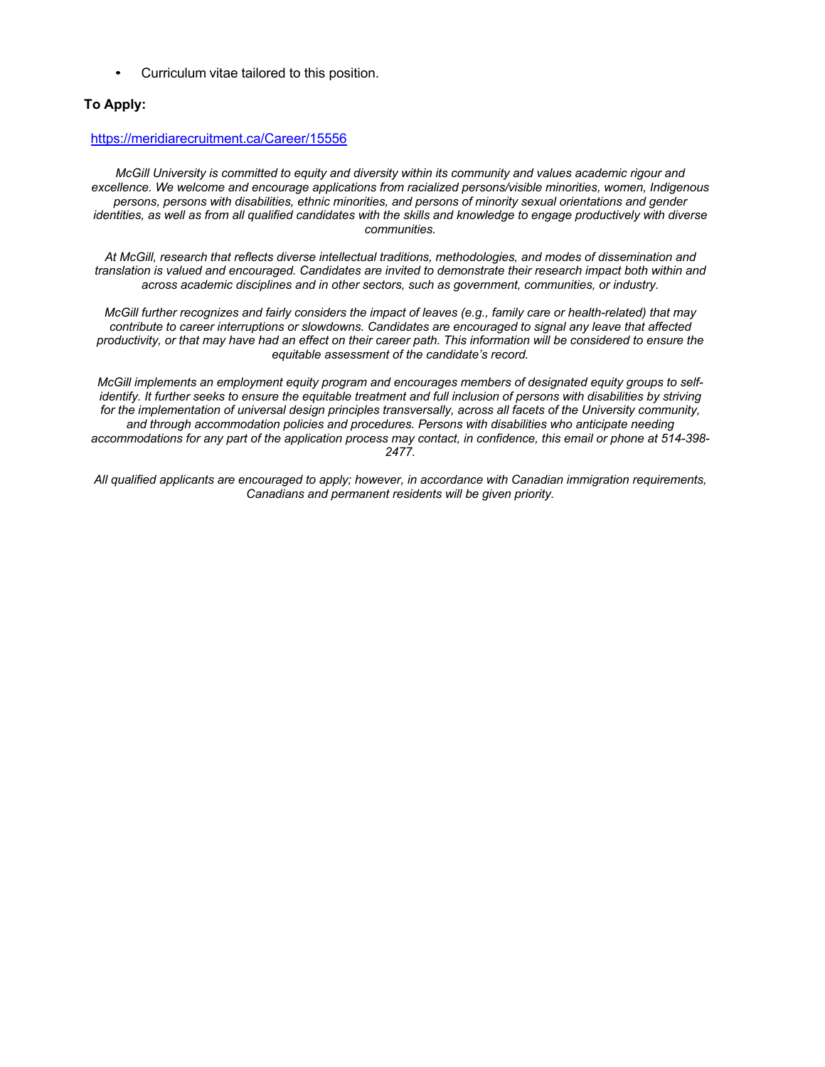- Curriculum vitae tailored to this position.

**To Apply:**

https://meridiarecruitment.ca/Career/15556

*McGill University is committed to equity and diversity within its community and values academic rigour and excellence. We welcome and encourage applications from racialized persons/visible minorities, women, Indigenous persons, persons with disabilities, ethnic minorities, and persons of minority sexual orientations and gender identities, as well as from all qualified candidates with the skills and knowledge to engage productively with diverse communities.*

*At McGill, research that reflects diverse intellectual traditions, methodologies, and modes of dissemination and translation is valued and encouraged. Candidates are invited to demonstrate their research impact both within and across academic disciplines and in other sectors, such as government, communities, or industry.*

*McGill further recognizes and fairly considers the impact of leaves (e.g., family care or health-related) that may contribute to career interruptions or slowdowns. Candidates are encouraged to signal any leave that affected productivity, or that may have had an effect on their career path. This information will be considered to ensure the equitable assessment of the candidate's record.*

*McGill implements an employment equity program and encourages members of designated equity groups to self-identify. It further seeks to ensure the equitable treatment and full inclusion of persons with disabilities by striving for the implementation of universal design principles transversally, across all facets of the University community, and through accommodation policies and procedures. Persons with disabilities who anticipate needing accommodations for any part of the application process may contact, in confidence, this email or phone at 514-398-2477.*

*All qualified applicants are encouraged to apply; however, in accordance with Canadian immigration requirements, Canadians and permanent residents will be given priority.*